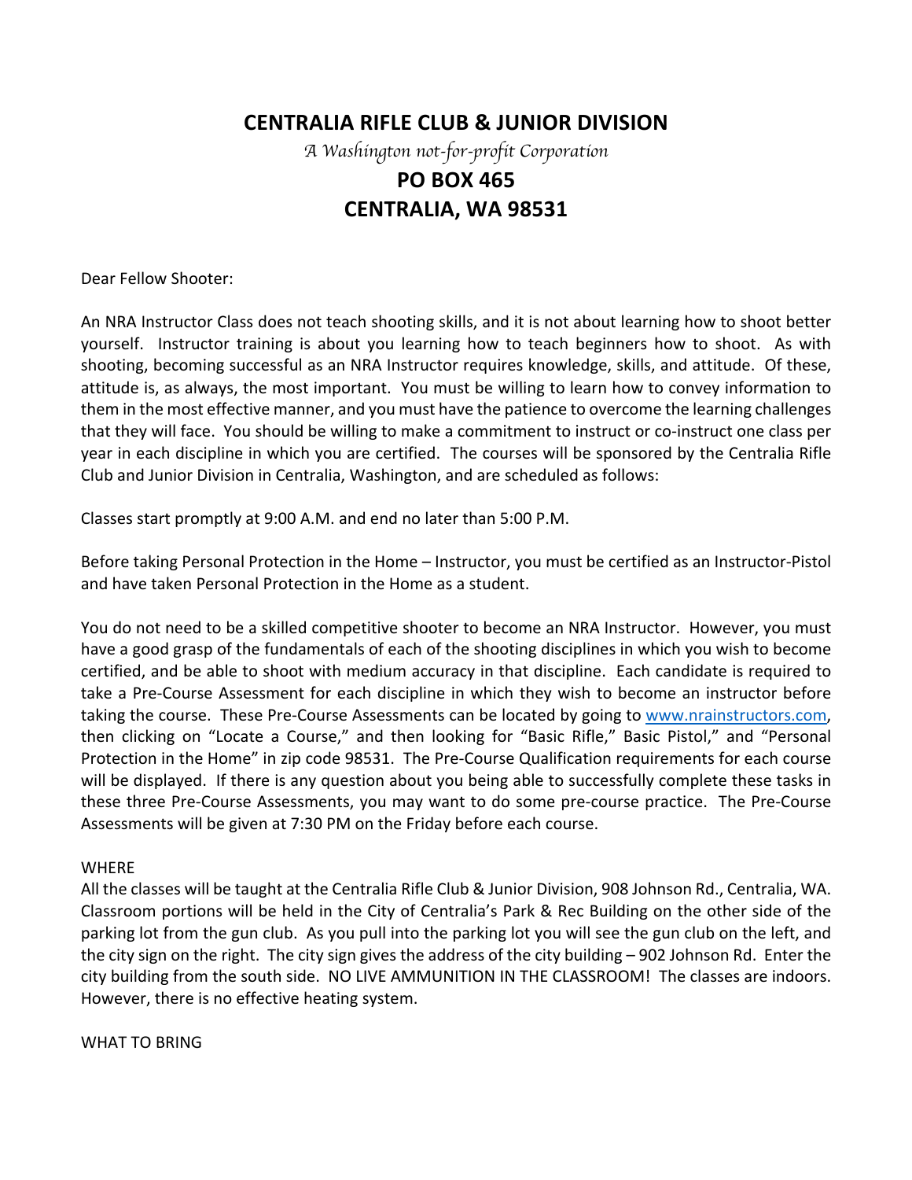# CENTRALIA RIFLE CLUB & JUNIOR DIVISION

*A Washington not-for-profit Corporation*

## PO BOX 465
## CENTRALIA, WA 98531

Dear Fellow Shooter:

An NRA Instructor Class does not teach shooting skills, and it is not about learning how to shoot better yourself. Instructor training is about you learning how to teach beginners how to shoot. As with shooting, becoming successful as an NRA Instructor requires knowledge, skills, and attitude. Of these, attitude is, as always, the most important. You must be willing to learn how to convey information to them in the most effective manner, and you must have the patience to overcome the learning challenges that they will face. You should be willing to make a commitment to instruct or co-instruct one class per year in each discipline in which you are certified. The courses will be sponsored by the Centralia Rifle Club and Junior Division in Centralia, Washington, and are scheduled as follows:

Classes start promptly at 9:00 A.M. and end no later than 5:00 P.M.

Before taking Personal Protection in the Home – Instructor, you must be certified as an Instructor-Pistol and have taken Personal Protection in the Home as a student.

You do not need to be a skilled competitive shooter to become an NRA Instructor. However, you must have a good grasp of the fundamentals of each of the shooting disciplines in which you wish to become certified, and be able to shoot with medium accuracy in that discipline. Each candidate is required to take a Pre-Course Assessment for each discipline in which they wish to become an instructor before taking the course. These Pre-Course Assessments can be located by going to [www.nrainstructors.com](http://www.nrainstructors.com), then clicking on "Locate a Course," and then looking for "Basic Rifle," Basic Pistol," and "Personal Protection in the Home" in zip code 98531. The Pre-Course Qualification requirements for each course will be displayed. If there is any question about you being able to successfully complete these tasks in these three Pre-Course Assessments, you may want to do some pre-course practice. The Pre-Course Assessments will be given at 7:30 PM on the Friday before each course.

WHERE

All the classes will be taught at the Centralia Rifle Club & Junior Division, 908 Johnson Rd., Centralia, WA. Classroom portions will be held in the City of Centralia's Park & Rec Building on the other side of the parking lot from the gun club. As you pull into the parking lot you will see the gun club on the left, and the city sign on the right. The city sign gives the address of the city building – 902 Johnson Rd. Enter the city building from the south side. NO LIVE AMMUNITION IN THE CLASSROOM! The classes are indoors. However, there is no effective heating system.

WHAT TO BRING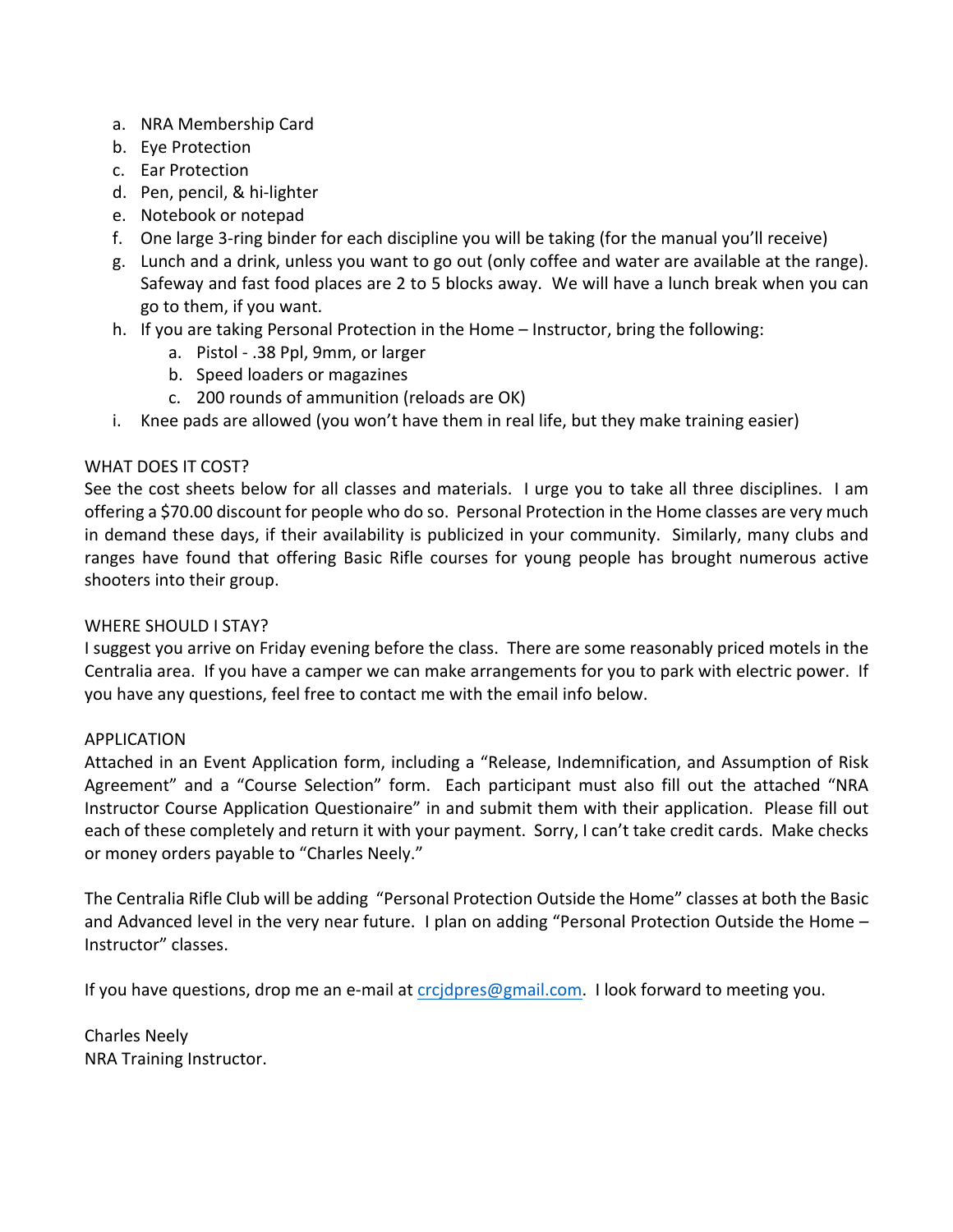a. NRA Membership Card
b. Eye Protection
c. Ear Protection
d. Pen, pencil, & hi-lighter
e. Notebook or notepad
f. One large 3-ring binder for each discipline you will be taking (for the manual you'll receive)
g. Lunch and a drink, unless you want to go out (only coffee and water are available at the range). Safeway and fast food places are 2 to 5 blocks away. We will have a lunch break when you can go to them, if you want.
h. If you are taking Personal Protection in the Home – Instructor, bring the following:
    a. Pistol - .38 Ppl, 9mm, or larger
    b. Speed loaders or magazines
    c. 200 rounds of ammunition (reloads are OK)
i. Knee pads are allowed (you won't have them in real life, but they make training easier)

WHAT DOES IT COST?

See the cost sheets below for all classes and materials. I urge you to take all three disciplines. I am offering a $70.00 discount for people who do so. Personal Protection in the Home classes are very much in demand these days, if their availability is publicized in your community. Similarly, many clubs and ranges have found that offering Basic Rifle courses for young people has brought numerous active shooters into their group.

WHERE SHOULD I STAY?

I suggest you arrive on Friday evening before the class. There are some reasonably priced motels in the Centralia area. If you have a camper we can make arrangements for you to park with electric power. If you have any questions, feel free to contact me with the email info below.

APPLICATION

Attached in an Event Application form, including a "Release, Indemnification, and Assumption of Risk Agreement" and a "Course Selection" form. Each participant must also fill out the attached "NRA Instructor Course Application Questionaire" in and submit them with their application. Please fill out each of these completely and return it with your payment. Sorry, I can't take credit cards. Make checks or money orders payable to "Charles Neely."

The Centralia Rifle Club will be adding "Personal Protection Outside the Home" classes at both the Basic and Advanced level in the very near future. I plan on adding "Personal Protection Outside the Home – Instructor" classes.

If you have questions, drop me an e-mail at crcjdpres@gmail.com. I look forward to meeting you.

Charles Neely
NRA Training Instructor.